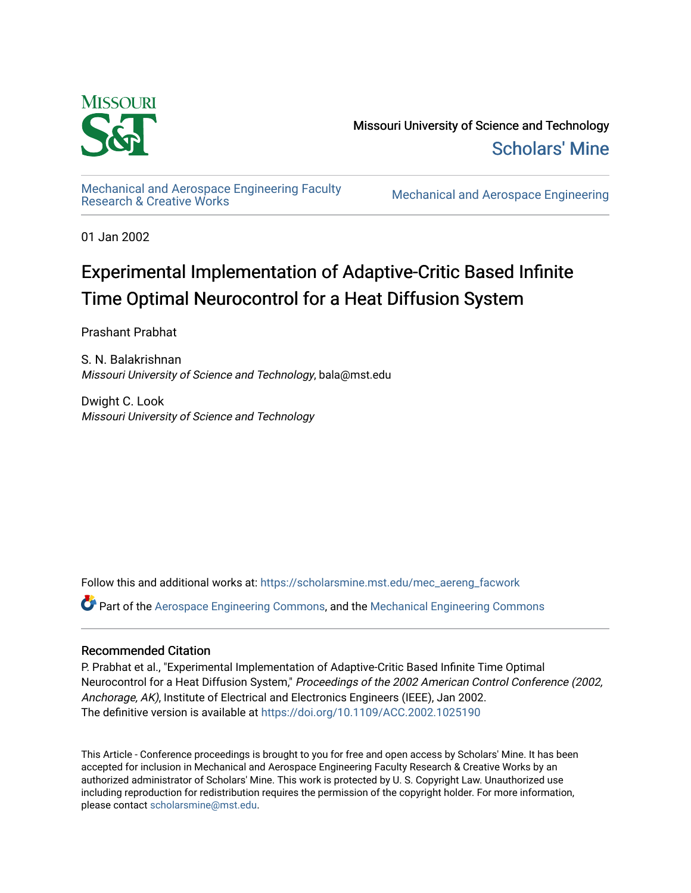Missouri University of Science and Technology

Scholars' Mine

Mechanical and Aerospace Engineering Faculty Research & Creative Works

Mechanical and Aerospace Engineering

01 Jan 2002

# Experimental Implementation of Adaptive-Critic Based Infinite Time Optimal Neurocontrol for a Heat Diffusion System

Prashant Prabhat

S. N. Balakrishnan
*Missouri University of Science and Technology*, bala@mst.edu

Dwight C. Look
*Missouri University of Science and Technology*

Follow this and additional works at: https://scholarsmine.mst.edu/mec_aereng_facwork

Part of the Aerospace Engineering Commons, and the Mechanical Engineering Commons

## Recommended Citation

P. Prabhat et al., "Experimental Implementation of Adaptive-Critic Based Infinite Time Optimal Neurocontrol for a Heat Diffusion System," *Proceedings of the 2002 American Control Conference (2002, Anchorage, AK)*, Institute of Electrical and Electronics Engineers (IEEE), Jan 2002.
The definitive version is available at https://doi.org/10.1109/ACC.2002.1025190

This Article - Conference proceedings is brought to you for free and open access by Scholars' Mine. It has been accepted for inclusion in Mechanical and Aerospace Engineering Faculty Research & Creative Works by an authorized administrator of Scholars' Mine. This work is protected by U. S. Copyright Law. Unauthorized use including reproduction for redistribution requires the permission of the copyright holder. For more information, please contact scholarsmine@mst.edu.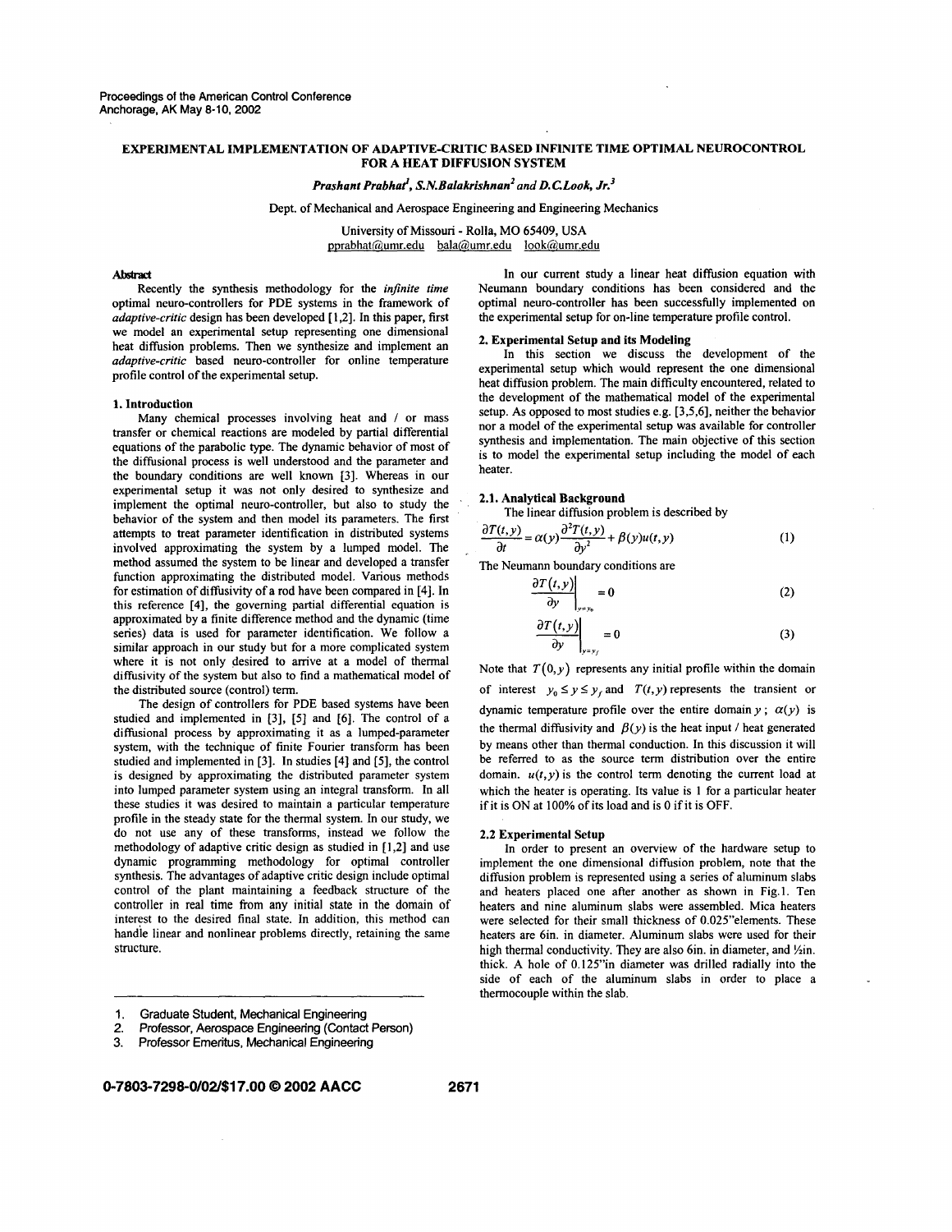Proceedings of the American Control Conference
Anchorage, AK May 8-10, 2002

# EXPERIMENTAL IMPLEMENTATION OF ADAPTIVE-CRITIC BASED INFINITE TIME OPTIMAL NEUROCONTROL FOR A HEAT DIFFUSION SYSTEM

***Prashant Prabhat[1], S.N.Balakrishnan[2] and D.C.Look, Jr.[3]***

Dept. of Mechanical and Aerospace Engineering and Engineering Mechanics

University of Missouri - Rolla, MO 65409, USA
pprabhat@umr.edu bala@umr.edu look@umr.edu

**Abstract**

Recently the synthesis methodology for the *infinite time* optimal neuro-controllers for PDE systems in the framework of *adaptive-critic* design has been developed [1,2]. In this paper, first we model an experimental setup representing one dimensional heat diffusion problems. Then we synthesize and implement an *adaptive-critic* based neuro-controller for online temperature profile control of the experimental setup.

## 1. Introduction

Many chemical processes involving heat and / or mass transfer or chemical reactions are modeled by partial differential equations of the parabolic type. The dynamic behavior of most of the diffusional process is well understood and the parameter and the boundary conditions are well known [3]. Whereas in our experimental setup it was not only desired to synthesize and implement the optimal neuro-controller, but also to study the behavior of the system and then model its parameters. The first attempts to treat parameter identification in distributed systems involved approximating the system by a lumped model. The method assumed the system to be linear and developed a transfer function approximating the distributed model. Various methods for estimation of diffusivity of a rod have been compared in [4]. In this reference [4], the governing partial differential equation is approximated by a finite difference method and the dynamic (time series) data is used for parameter identification. We follow a similar approach in our study but for a more complicated system where it is not only desired to arrive at a model of thermal diffusivity of the system but also to find a mathematical model of the distributed source (control) term.

The design of controllers for PDE based systems have been studied and implemented in [3], [5] and [6]. The control of a diffusional process by approximating it as a lumped-parameter system, with the technique of finite Fourier transform has been studied and implemented in [3]. In studies [4] and [5], the control is designed by approximating the distributed parameter system into lumped parameter system using an integral transform. In all these studies it was desired to maintain a particular temperature profile in the steady state for the thermal system. In our study, we do not use any of these transforms, instead we follow the methodology of adaptive critic design as studied in [1,2] and use dynamic programming methodology for optimal controller synthesis. The advantages of adaptive critic design include optimal control of the plant maintaining a feedback structure of the controller in real time from any initial state in the domain of interest to the desired final state. In addition, this method can handle linear and nonlinear problems directly, retaining the same structure.

In our current study a linear heat diffusion equation with Neumann boundary conditions has been considered and the optimal neuro-controller has been successfully implemented on the experimental setup for on-line temperature profile control.

## 2. Experimental Setup and its Modeling

In this section we discuss the development of the experimental setup which would represent the one dimensional heat diffusion problem. The main difficulty encountered, related to the development of the mathematical model of the experimental setup. As opposed to most studies e.g. [3,5,6], neither the behavior nor a model of the experimental setup was available for controller synthesis and implementation. The main objective of this section is to model the experimental setup including the model of each heater.

### 2.1. Analytical Background

The linear diffusion problem is described by

$$\frac{\partial T(t,y)}{\partial t} = \alpha(y)\frac{\partial^2 T(t,y)}{\partial y^2} + \beta(y)u(t,y) \tag{1}$$

The Neumann boundary conditions are

$$\left.\frac{\partial T(t,y)}{\partial y}\right|_{y=y_0} = 0 \tag{2}$$

$$\left.\frac{\partial T(t,y)}{\partial y}\right|_{y=y_f} = 0 \tag{3}$$

Note that $T(0,y)$ represents any initial profile within the domain of interest $y_0 \le y \le y_f$ and $T(t,y)$ represents the transient or dynamic temperature profile over the entire domain $y$; $\alpha(y)$ is the thermal diffusivity and $\beta(y)$ is the heat input / heat generated by means other than thermal conduction. In this discussion it will be referred to as the source term distribution over the entire domain. $u(t,y)$ is the control term denoting the current load at which the heater is operating. Its value is 1 for a particular heater if it is ON at 100% of its load and is 0 if it is OFF.

### 2.2 Experimental Setup

In order to present an overview of the hardware setup to implement the one dimensional diffusion problem, note that the diffusion problem is represented using a series of aluminum slabs and heaters placed one after another as shown in Fig.1. Ten heaters and nine aluminum slabs were assembled. Mica heaters were selected for their small thickness of 0.025"elements. These heaters are 6in. in diameter. Aluminum slabs were used for their high thermal conductivity. They are also 6in. in diameter, and ½in. thick. A hole of 0.125"in diameter was drilled radially into the side of each of the aluminum slabs in order to place a thermocouple within the slab.

---

1. Graduate Student, Mechanical Engineering
2. Professor, Aerospace Engineering (Contact Person)
3. Professor Emeritus, Mechanical Engineering

0-7803-7298-0/02/$17.00 © 2002 AACC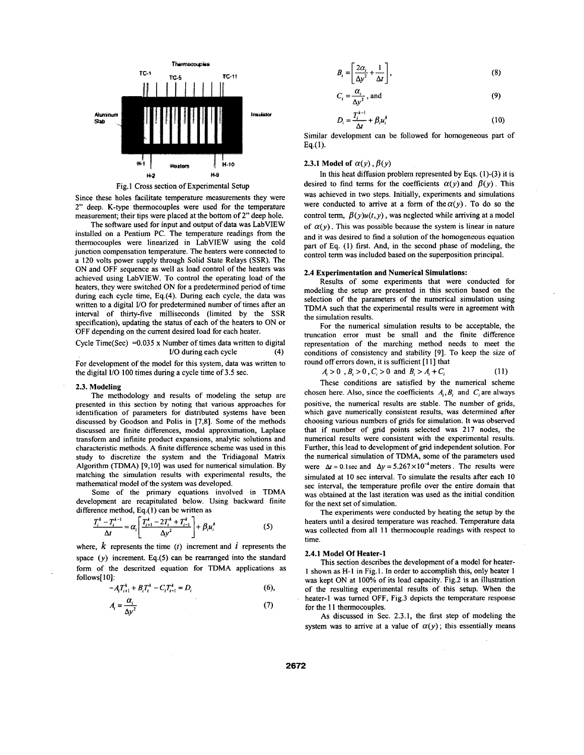Fig.1 Cross section of Experimental Setup

Since these holes facilitate temperature measurements they were 2" deep. K-type thermocouples were used for the temperature measurement; their tips were placed at the bottom of 2" deep hole.

The software used for input and output of data was LabVIEW installed on a Pentium PC. The temperature readings from the thermocouples were linearized in LabVIEW using the cold junction compensation temperature. The heaters were connected to a 120 volts power supply through Solid State Relays (SSR). The ON and OFF sequence as well as load control of the heaters was achieved using LabVIEW. To control the operating load of the heaters, they were switched ON for a predetermined period of time during each cycle time, Eq.(4). During each cycle, the data was written to a digital I/O for predetermined number of times after an interval of thirty-five milliseconds (limited by the SSR specification), updating the status of each of the heaters to ON or OFF depending on the current desired load for each heater.

Cycle Time(Sec) =0.035 x Number of times data written to digital I/O during each cycle (4)

For development of the model for this system, data was written to the digital I/O 100 times during a cycle time of 3.5 sec.

### 2.3. Modeling

The methodology and results of modeling the setup are presented in this section by noting that various approaches for identification of parameters for distributed systems have been discussed by Goodson and Polis in [7,8]. Some of the methods discussed are finite differences, modal approximation, Laplace transform and infinite product expansions, analytic solutions and characteristic methods. A finite difference scheme was used in this study to discretize the system and the Tridiagonal Matrix Algorithm (TDMA) [9,10] was used for numerical simulation. By matching the simulation results with experimental results, the mathematical model of the system was developed.

Some of the primary equations involved in TDMA development are recapitulated below. Using backward finite difference method, Eq.(1) can be written as

$$\frac{T_i^k - T_i^{k-1}}{\Delta t} = \alpha_i \left[ \frac{T_{i+1}^k - 2T_i^k + T_{i-1}^k}{\Delta y^2} \right] + \beta_i u_i^k \tag{5}$$

where, $k$ represents the time ($t$) increment and $i$ represents the space ($y$) increment. Eq.(5) can be rearranged into the standard form of the descritized equation for TDMA applications as follows[10]:

$$-A_i T_{i+1}^k + B_i T_i^k - C_i T_{i-1}^k = D_i \tag{6}$$

$$A_i = \frac{\alpha_i}{\Delta y^2} \tag{7}$$

$$B_i = \left[ \frac{2\alpha_i}{\Delta y^2} + \frac{1}{\Delta t} \right], \tag{8}$$

$$C_i = \frac{\alpha_i}{\Delta y^2}, \text{ and} \tag{9}$$

$$D_i = \frac{T_i^{k-1}}{\Delta t} + \beta_i u_i^k \tag{10}$$

Similar development can be followed for homogeneous part of Eq.(1).

#### 2.3.1 Model of $\alpha(y)$, $\beta(y)$

In this heat diffusion problem represented by Eqs. (1)-(3) it is desired to find terms for the coefficients $\alpha(y)$ and $\beta(y)$. This was achieved in two steps. Initially, experiments and simulations were conducted to arrive at a form of the $\alpha(y)$. To do so the control term, $\beta(y)u(t,y)$, was neglected while arriving at a model of $\alpha(y)$. This was possible because the system is linear in nature and it was desired to find a solution of the homogeneous equation part of Eq. (1) first. And, in the second phase of modeling, the control term was included based on the superposition principal.

### 2.4 Experimentation and Numerical Simulations:

Results of some experiments that were conducted for modeling the setup are presented in this section based on the selection of the parameters of the numerical simulation using TDMA such that the experimental results were in agreement with the simulation results.

For the numerical simulation results to be acceptable, the truncation error must be small and the finite difference representation of the marching method needs to meet the conditions of consistency and stability [9]. To keep the size of round off errors down, it is sufficient [11] that

$$A_i > 0 \;, B_i > 0 \,, C_i > 0 \text{ and } B_i > A_i + C_i \tag{11}$$

These conditions are satisfied by the numerical scheme chosen here. Also, since the coefficients $A_i, B_i$ and $C_i$ are always positive, the numerical results are stable. The number of grids, which gave numerically consistent results, was determined after choosing various numbers of grids for simulation. It was observed that if number of grid points selected was 217 nodes, the numerical results were consistent with the experimental results. Further, this lead to development of grid independent solution. For the numerical simulation of TDMA, some of the parameters used were $\Delta t = 0.1$sec and $\Delta y = 5.267 \times 10^{-4}$meters. The results were simulated at 10 sec interval. To simulate the results after each 10 sec interval, the temperature profile over the entire domain that was obtained at the last iteration was used as the initial condition for the next set of simulation.

The experiments were conducted by heating the setup by the heaters until a desired temperature was reached. Temperature data was collected from all 11 thermocouple readings with respect to time.

#### 2.4.1 Model Of Heater-1

This section describes the development of a model for heater-1 shown as H-1 in Fig.1. In order to accomplish this, only heater 1 was kept ON at 100% of its load capacity. Fig.2 is an illustration of the resulting experimental results of this setup. When the heater-1 was turned OFF, Fig.3 depicts the temperature response for the 11 thermocouples.

As discussed in Sec. 2.3.1, the first step of modeling the system was to arrive at a value of $\alpha(y)$; this essentially means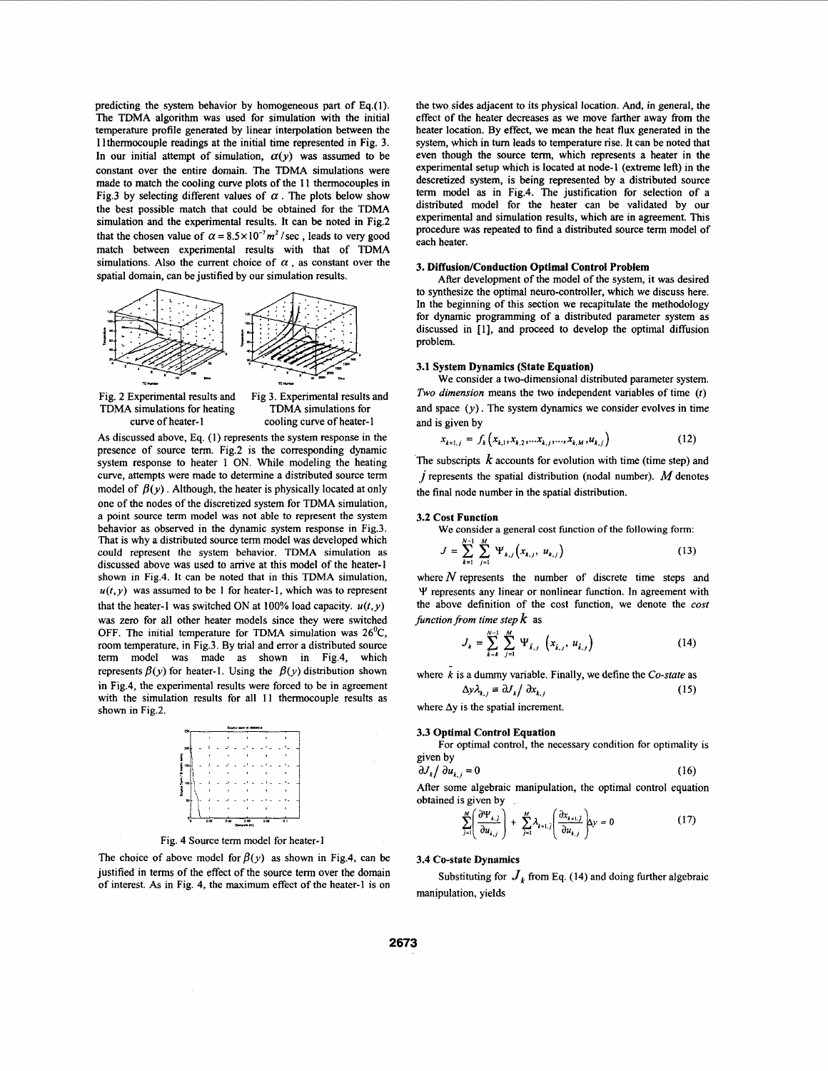predicting the system behavior by homogeneous part of Eq.(1). The TDMA algorithm was used for simulation with the initial temperature profile generated by linear interpolation between the 11thermocouple readings at the initial time represented in Fig. 3. In our initial attempt of simulation, $\alpha(y)$ was assumed to be constant over the entire domain. The TDMA simulations were made to match the cooling curve plots of the 11 thermocouples in Fig.3 by selecting different values of $\alpha$. The plots below show the best possible match that could be obtained for the TDMA simulation and the experimental results. It can be noted in Fig.2 that the chosen value of $\alpha = 8.5\times10^{-7} m^2/\sec$, leads to very good match between experimental results with that of TDMA simulations. Also the current choice of $\alpha$, as constant over the spatial domain, can be justified by our simulation results.

Fig. 2 Experimental results and TDMA simulations for heating curve of heater-1

Fig 3. Experimental results and TDMA simulations for cooling curve of heater-1

As discussed above, Eq. (1) represents the system response in the presence of source term. Fig.2 is the corresponding dynamic system response to heater 1 ON. While modeling the heating curve, attempts were made to determine a distributed source term model of $\beta(y)$. Although, the heater is physically located at only one of the nodes of the discretized system for TDMA simulation, a point source term model was not able to represent the system behavior as observed in the dynamic system response in Fig.3. That is why a distributed source term model was developed which could represent the system behavior. TDMA simulation as discussed above was used to arrive at this model of the heater-1 shown in Fig.4. It can be noted that in this TDMA simulation, $u(t,y)$ was assumed to be 1 for heater-1, which was to represent that the heater-1 was switched ON at 100% load capacity. $u(t,y)$ was zero for all other heater models since they were switched OFF. The initial temperature for TDMA simulation was 26$^0$C, room temperature, in Fig.3. By trial and error a distributed source term model was made as shown in Fig.4, which represents $\beta(y)$ for heater-1. Using the $\beta(y)$ distribution shown in Fig.4, the experimental results were forced to be in agreement with the simulation results for all 11 thermocouple results as shown in Fig.2.

Fig. 4 Source term model for heater-1

The choice of above model for $\beta(y)$ as shown in Fig.4, can be justified in terms of the effect of the source term over the domain of interest. As in Fig. 4, the maximum effect of the heater-1 is on the two sides adjacent to its physical location. And, in general, the effect of the heater decreases as we move farther away from the heater location. By effect, we mean the heat flux generated in the system, which in turn leads to temperature rise. It can be noted that even though the source term, which represents a heater in the experimental setup which is located at node-1 (extreme left) in the descretized system, is being represented by a distributed source term model as in Fig.4. The justification for selection of a distributed model for the heater can be validated by our experimental and simulation results, which are in agreement. This procedure was repeated to find a distributed source term model of each heater.

## 3. Diffusion/Conduction Optimal Control Problem

After development of the model of the system, it was desired to synthesize the optimal neuro-controller, which we discuss here. In the beginning of this section we recapitulate the methodology for dynamic programming of a distributed parameter system as discussed in [1], and proceed to develop the optimal diffusion problem.

### 3.1 System Dynamics (State Equation)

We consider a two-dimensional distributed parameter system. *Two dimension* means the two independent variables of time $(t)$ and space $(y)$. The system dynamics we consider evolves in time and is given by

$$x_{k+1,j} = f_k\left(x_{k,1}, x_{k,2}, \dots x_{k,j}, \dots, x_{k,M}, u_{k,j}\right) \tag{12}$$

The subscripts $k$ accounts for evolution with time (time step) and $j$ represents the spatial distribution (nodal number). $M$ denotes the final node number in the spatial distribution.

### 3.2 Cost Function

We consider a general cost function of the following form:

$$J = \sum_{k=1}^{N-1} \sum_{j=1}^{M} \Psi_{k,j}\left(x_{k,j}, u_{k,j}\right) \tag{13}$$

where $N$ represents the number of discrete time steps and $\Psi$ represents any linear or nonlinear function. In agreement with the above definition of the cost function, we denote the *cost function from time step* $k$ as

$$J_k = \sum_{\bar{k}=k}^{N-1} \sum_{j=1}^{M} \Psi_{\bar{k},j}\left(x_{\bar{k},j}, u_{\bar{k},j}\right) \tag{14}$$

where $\bar{k}$ is a dummy variable. Finally, we define the *Co-state* as

$$\Delta y \lambda_{k,j} \equiv \partial J_k / \partial x_{k,j} \tag{15}$$

where $\Delta y$ is the spatial increment.

### 3.3 Optimal Control Equation

For optimal control, the necessary condition for optimality is given by

$$\partial J_k / \partial u_{k,j} = 0 \tag{16}$$

After some algebraic manipulation, the optimal control equation obtained is given by

$$\sum_{j=1}^{M}\left(\frac{\partial \Psi_{k,j}}{\partial u_{k,j}}\right) + \sum_{j=1}^{M} \lambda_{k+1,j}\left(\frac{\partial x_{k+1,j}}{\partial u_{k,j}}\right)\Delta y = 0 \tag{17}$$

### 3.4 Co-state Dynamics

Substituting for $J_k$ from Eq. (14) and doing further algebraic manipulation, yields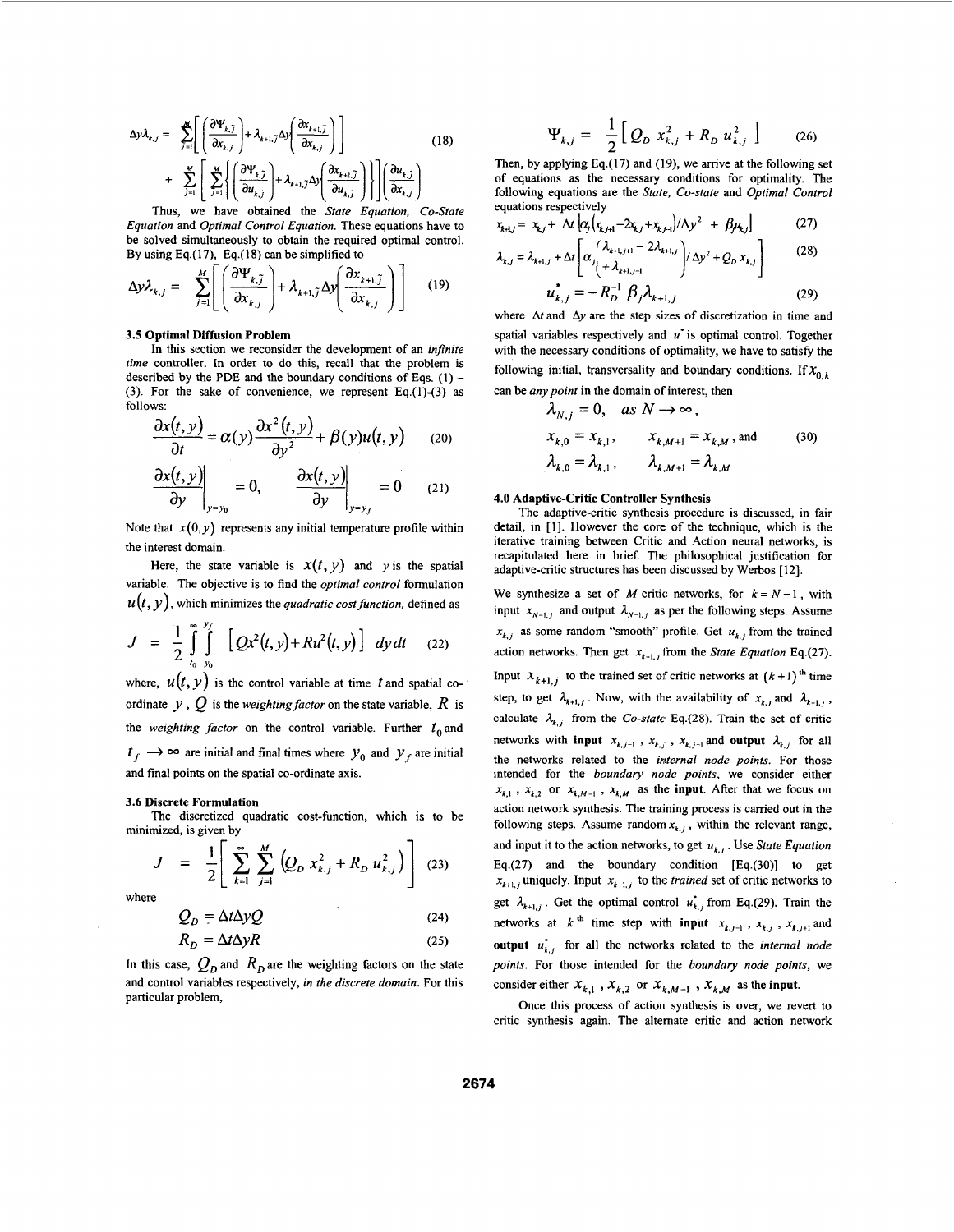$$\Delta y \lambda_{k,j} = \sum_{\bar{j}=1}^{M} \left[ \left( \frac{\partial \Psi_{k,\bar{j}}}{\partial x_{k,j}} \right) + \lambda_{k+1,\bar{j}} \Delta y \left( \frac{\partial x_{k+1,\bar{j}}}{\partial x_{k,j}} \right) \right] \tag{18}$$

$$+ \sum_{j=1}^{M} \left[ \sum_{\bar{j}=1}^{M} \left\{ \left( \frac{\partial \Psi_{k,\bar{j}}}{\partial u_{k,j}} \right) + \lambda_{k+1,\bar{j}} \Delta y \left( \frac{\partial x_{k+1,\bar{j}}}{\partial u_{k,j}} \right) \right\} \right] \left( \frac{\partial u_{k,j}}{\partial x_{k,j}} \right)$$

Thus, we have obtained the *State Equation, Co-State Equation* and *Optimal Control Equation*. These equations have to be solved simultaneously to obtain the required optimal control. By using Eq.(17), Eq.(18) can be simplified to

$$\Delta y \lambda_{k,j} = \sum_{\bar{j}=1}^{M} \left[ \left( \frac{\partial \Psi_{k,\bar{j}}}{\partial x_{k,j}} \right) + \lambda_{k+1,\bar{j}} \Delta y \left( \frac{\partial x_{k+1,\bar{j}}}{\partial x_{k,j}} \right) \right] \tag{19}$$

### 3.5 Optimal Diffusion Problem

In this section we reconsider the development of an *infinite time* controller. In order to do this, recall that the problem is described by the PDE and the boundary conditions of Eqs. (1) – (3). For the sake of convenience, we represent Eq.(1)-(3) as follows:

$$\frac{\partial x(t,y)}{\partial t} = \alpha(y) \frac{\partial x^2(t,y)}{\partial y^2} + \beta(y) u(t,y) \tag{20}$$

$$\left. \frac{\partial x(t,y)}{\partial y} \right|_{y=y_0} = 0, \qquad \left. \frac{\partial x(t,y)}{\partial y} \right|_{y=y_f} = 0 \tag{21}$$

Note that $x(0,y)$ represents any initial temperature profile within the interest domain.

Here, the state variable is $x(t,y)$ and $y$ is the spatial variable. The objective is to find the *optimal control* formulation $u(t,y)$, which minimizes the *quadratic cost function*, defined as

$$J = \frac{1}{2} \int_{t_0}^{\infty} \int_{y_0}^{y_f} \left[ Q x^2(t,y) + R u^2(t,y) \right] \, dy \, dt \tag{22}$$

where, $u(t,y)$ is the control variable at time $t$ and spatial co-ordinate $y$, $Q$ is the *weighting factor* on the state variable, $R$ is the *weighting factor* on the control variable. Further $t_0$ and $t_f \to \infty$ are initial and final times where $y_0$ and $y_f$ are initial and final points on the spatial co-ordinate axis.

### 3.6 Discrete Formulation

The discretized quadratic cost-function, which is to be minimized, is given by

$$J = \frac{1}{2} \left[ \sum_{k=1}^{\infty} \sum_{j=1}^{M} \left( Q_D x_{k,j}^2 + R_D u_{k,j}^2 \right) \right] \tag{23}$$

where

$$Q_D = \Delta t \Delta y Q \tag{24}$$

$$R_D = \Delta t \Delta y R \tag{25}$$

In this case, $Q_D$ and $R_D$ are the weighting factors on the state and control variables respectively, *in the discrete domain*. For this particular problem,

$$\Psi_{k,j} = \frac{1}{2} \left[ Q_D x_{k,j}^2 + R_D u_{k,j}^2 \right] \tag{26}$$

Then, by applying Eq.(17) and (19), we arrive at the following set of equations as the necessary conditions for optimality. The following equations are the *State, Co-state* and *Optimal Control* equations respectively

$$x_{k+1,j} = x_{k,j} + \Delta t \left[ \alpha_j \left( x_{k,j+1} - 2x_{k,j} + x_{k,j-1} \right) / \Delta y^2 + \beta_j u_{k,j} \right] \tag{27}$$

$$\lambda_{k,j} = \lambda_{k+1,j} + \Delta t \left[ \alpha_j \begin{pmatrix} \lambda_{k+1,j+1} - 2\lambda_{k+1,j} \\ + \lambda_{k+1,j-1} \end{pmatrix} / \Delta y^2 + Q_D x_{k,j} \right] \tag{28}$$

$$u_{k,j}^* = -R_D^{-1} \beta_j \lambda_{k+1,j} \tag{29}$$

where $\Delta t$ and $\Delta y$ are the step sizes of discretization in time and spatial variables respectively and $u^*$ is optimal control. Together with the necessary conditions of optimality, we have to satisfy the following initial, transversality and boundary conditions. If $x_{0,k}$ can be *any point* in the domain of interest, then

$$\lambda_{N,j} = 0, \quad as \ N \to \infty,$$

$$x_{k,0} = x_{k,1}, \qquad x_{k,M+1} = x_{k,M}, \text{ and} \tag{30}$$

$$\lambda_{k,0} = \lambda_{k,1}, \qquad \lambda_{k,M+1} = \lambda_{k,M}$$

### 4.0 Adaptive-Critic Controller Synthesis

The adaptive-critic synthesis procedure is discussed, in fair detail, in [1]. However the core of the technique, which is the iterative training between Critic and Action neural networks, is recapitulated here in brief. The philosophical justification for adaptive-critic structures has been discussed by Werbos [12].

We synthesize a set of $M$ critic networks, for $k = N-1$, with input $x_{N-1,j}$ and output $\lambda_{N-1,j}$ as per the following steps. Assume $x_{k,j}$ as some random "smooth" profile. Get $u_{k,j}$ from the trained action networks. Then get $x_{k+1,j}$ from the *State Equation* Eq.(27). Input $x_{k+1,j}$ to the trained set of critic networks at $(k+1)^{th}$ time step, to get $\lambda_{k+1,j}$. Now, with the availability of $x_{k,j}$ and $\lambda_{k+1,j}$, calculate $\lambda_{k,j}$ from the *Co-state* Eq.(28). Train the set of critic networks with **input** $x_{k,j-1}$, $x_{k,j}$, $x_{k,j+1}$ and **output** $\lambda_{k,j}$ for all the networks related to the *internal node points*. For those intended for the *boundary node points*, we consider either $x_{k,1}$, $x_{k,2}$ or $x_{k,M-1}$, $x_{k,M}$ as the **input**. After that we focus on action network synthesis. The training process is carried out in the following steps. Assume random $x_{k,j}$, within the relevant range, and input it to the action networks, to get $u_{k,j}$. Use *State Equation* Eq.(27) and the boundary condition [Eq.(30)] to get $x_{k+1,j}$ uniquely. Input $x_{k+1,j}$ to the *trained* set of critic networks to get $\lambda_{k+1,j}$. Get the optimal control $u_{k,j}^*$ from Eq.(29). Train the networks at $k^{th}$ time step with **input** $x_{k,j-1}$, $x_{k,j}$, $x_{k,j+1}$ and **output** $u_{k,j}^*$ for all the networks related to the *internal node points*. For those intended for the *boundary node points*, we consider either $x_{k,1}$, $x_{k,2}$ or $x_{k,M-1}$, $x_{k,M}$ as the **input**.

Once this process of action synthesis is over, we revert to critic synthesis again. The alternate critic and action network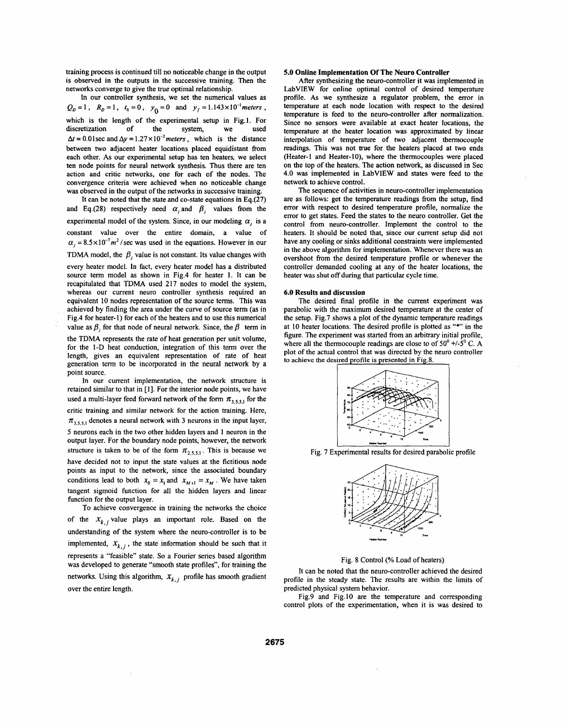training process is continued till no noticeable change in the output is observed in the outputs in the successive training. Then the networks converge to give the true optimal relationship.

In our controller synthesis, we set the numerical values as $Q_D = 1$, $R_D = 1$, $t_0 = 0$, $y_0 = 0$ and $y_f = 1.143\times10^{-1}$ *meters*, which is the length of the experimental setup in Fig.1. For discretization of the system, we used $\Delta t = 0.01$sec and $\Delta y = 1.27\times10^{-2}$*meters*, which is the distance between two adjacent heater locations placed equidistant from each other. As our experimental setup has ten heaters, we select ten node points for neural network synthesis. Thus there are ten action and critic networks, one for each of the nodes. The convergence criteria were achieved when no noticeable change was observed in the output of the networks in successive training.

It can be noted that the state and co-state equations in Eq.(27) and Eq.(28) respectively need $\alpha_j$ and $\beta_j$ values from the experimental model of the system. Since, in our modeling $\alpha_j$ is a constant value over the entire domain, a value of $\alpha_j = 8.5\times10^{-7}m^2/\text{sec}$ was used in the equations. However in our TDMA model, the $\beta_j$ value is not constant. Its value changes with every heater model. In fact, every heater model has a distributed source term model as shown in Fig.4 for heater 1. It can be recapitulated that TDMA used 217 nodes to model the system, whereas our current neuro controller synthesis required an equivalent 10 nodes representation of the source terms. This was achieved by finding the area under the curve of source term (as in Fig.4 for heater-1) for each of the heaters and to use this numerical value as $\beta_j$ for that node of neural network. Since, the $\beta$ term in the TDMA represents the rate of heat generation per unit volume, for the 1-D heat conduction, integration of this term over the length, gives an equivalent representation of rate of heat generation term to be incorporated in the neural network by a point source.

In our current implementation, the network structure is retained similar to that in [1]. For the interior node points, we have used a multi-layer feed forward network of the form $\pi_{3,5,5,1}$ for the critic training and similar network for the action training. Here, $\pi_{3,5,5,1}$ denotes a neural network with 3 neurons in the input layer, 5 neurons each in the two other hidden layers and 1 neuron in the output layer. For the boundary node points, however, the network structure is taken to be of the form $\pi_{2,5,5,1}$. This is because we have decided not to input the state values at the fictitious node points as input to the network, since the associated boundary conditions lead to both $x_0 = x_1$ and $x_{M+1} = x_M$. We have taken tangent sigmoid function for all the hidden layers and linear function for the output layer.

To achieve convergence in training the networks the choice of the $X_{k,j}$ value plays an important role. Based on the understanding of the system where the neuro-controller is to be implemented, $X_{k,j}$, the state information should be such that it represents a "feasible" state. So a Fourier series based algorithm was developed to generate "smooth state profiles", for training the networks. Using this algorithm, $X_{k,j}$ profile has smooth gradient over the entire length.

## 5.0 Online Implementation Of The Neuro Controller

After synthesizing the neuro-controller it was implemented in LabVIEW for online optimal control of desired temperature profile. As we synthesize a regulator problem, the error in temperature at each node location with respect to the desired temperature is feed to the neuro-controller after normalization. Since no sensors were available at exact heater locations, the temperature at the heater location was approximated by linear interpolation of temperature of two adjacent thermocouple readings. This was not true for the heaters placed at two ends (Heater-1 and Heater-10), where the thermocouples were placed on the top of the heaters. The action network, as discussed in Sec 4.0 was implemented in LabVIEW and states were feed to the network to achieve control.

The sequence of activities in neuro-controller implementation are as follows: get the temperature readings from the setup, find error with respect to desired temperature profile, normalize the error to get states. Feed the states to the neuro controller. Get the control from neuro-controller. Implement the control to the heaters. It should be noted that, since our current setup did not have any cooling or sinks additional constraints were implemented in the above algorithm for implementation. Whenever there was an overshoot from the desired temperature profile or whenever the controller demanded cooling at any of the heater locations, the heater was shut off during that particular cycle time.

## 6.0 Results and discussion

The desired final profile in the current experiment was parabolic with the maximum desired temperature at the center of the setup. Fig.7 shows a plot of the dynamic temperature readings at 10 heater locations. The desired profile is plotted as "*" in the figure. The experiment was started from an arbitrary initial profile, where all the thermocouple readings are close to of $50^0$ +/-$5^0$ C. A plot of the actual control that was directed by the neuro controller to achieve the desired profile is presented in Fig.8.

Fig. 7 Experimental results for desired parabolic profile

Fig. 8 Control (% Load of heaters)

It can be noted that the neuro-controller achieved the desired profile in the steady state. The results are within the limits of predicted physical system behavior.

Fig.9 and Fig.10 are the temperature and corresponding control plots of the experimentation, when it is was desired to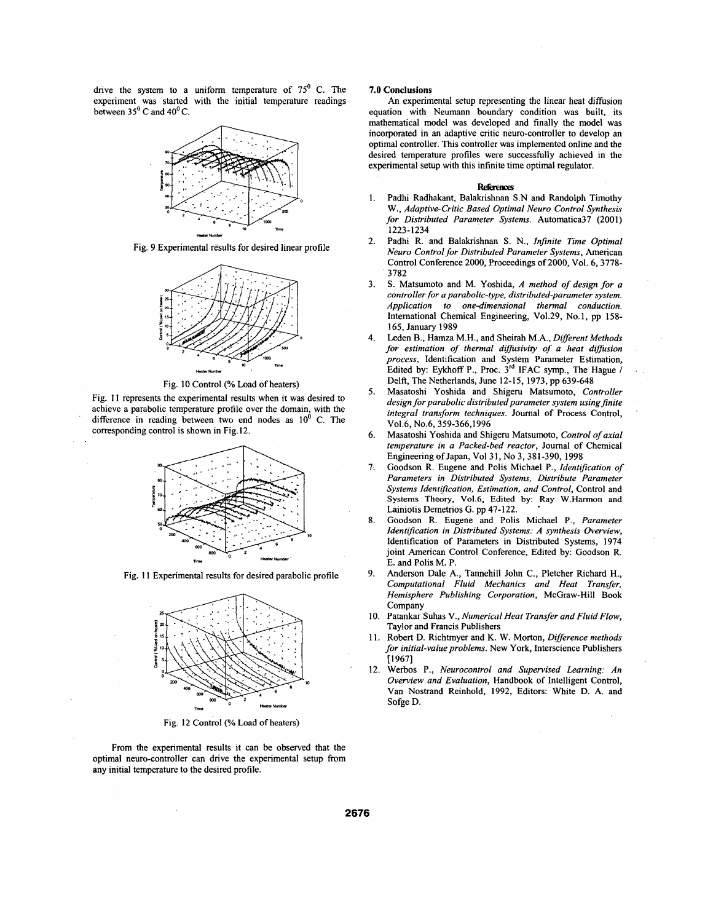drive the system to a uniform temperature of $75^0$ C. The experiment was started with the initial temperature readings between $35^0$ C and $40^0$ C.

Fig. 9 Experimental results for desired linear profile

Fig. 10 Control (% Load of heaters)

Fig. 11 represents the experimental results when it was desired to achieve a parabolic temperature profile over the domain, with the difference in reading between two end nodes as $10^0$ C. The corresponding control is shown in Fig.12.

Fig. 11 Experimental results for desired parabolic profile

Fig. 12 Control (% Load of heaters)

From the experimental results it can be observed that the optimal neuro-controller can drive the experimental setup from any initial temperature to the desired profile.

## 7.0 Conclusions

An experimental setup representing the linear heat diffusion equation with Neumann boundary condition was built, its mathematical model was developed and finally the model was incorporated in an adaptive critic neuro-controller to develop an optimal controller. This controller was implemented online and the desired temperature profiles were successfully achieved in the experimental setup with this infinite time optimal regulator.

## References

1. Padhi Radhakant, Balakrishnan S.N and Randolph Timothy W., *Adaptive-Critic Based Optimal Neuro Control Synthesis for Distributed Parameter Systems.* Automatica37 (2001) 1223-1234
2. Padhi R. and Balakrishnan S. N., *Infinite Time Optimal Neuro Control for Distributed Parameter Systems*, American Control Conference 2000, Proceedings of 2000, Vol. 6, 3778-3782
3. S. Matsumoto and M. Yoshida, *A method of design for a controller for a parabolic-type, distributed-parameter system. Application to one-dimensional thermal conduction.* International Chemical Engineering, Vol.29, No.1, pp 158-165, January 1989
4. Leden B., Hamza M.H., and Sheirah M.A., *Different Methods for estimation of thermal diffusivity of a heat diffusion process*, Identification and System Parameter Estimation, Edited by: Eykhoff P., Proc. 3rd IFAC symp., The Hague / Delft, The Netherlands, June 12-15, 1973, pp 639-648
5. Masatoshi Yoshida and Shigeru Matsumoto, *Controller design for parabolic distributed parameter system using finite integral transform techniques.* Journal of Process Control, Vol.6, No.6, 359-366,1996
6. Masatoshi Yoshida and Shigeru Matsumoto, *Control of axial temperature in a Packed-bed reactor*, Journal of Chemical Engineering of Japan, Vol 31, No 3, 381-390, 1998
7. Goodson R. Eugene and Polis Michael P., *Identification of Parameters in Distributed Systems, Distribute Parameter Systems Identification, Estimation, and Control*, Control and Systems Theory, Vol.6, Edited by: Ray W.Harmon and Lainiotis Demetrios G. pp 47-122.
8. Goodson R. Eugene and Polis Michael P., *Parameter Identification in Distributed Systems: A synthesis Overview*, Identification of Parameters in Distributed Systems, 1974 joint American Control Conference, Edited by: Goodson R. E. and Polis M. P.
9. Anderson Dale A., Tannehill John C., Pletcher Richard H., *Computational Fluid Mechanics and Heat Transfer, Hemisphere Publishing Corporation*, McGraw-Hill Book Company
10. Patankar Suhas V., *Numerical Heat Transfer and Fluid Flow*, Taylor and Francis Publishers
11. Robert D. Richtmyer and K. W. Morton, *Difference methods for initial-value problems.* New York, Interscience Publishers [1967]
12. Werbos P., *Neurocontrol and Supervised Learning: An Overview and Evaluation*, Handbook of Intelligent Control, Van Nostrand Reinhold, 1992, Editors: White D. A. and Sofge D.